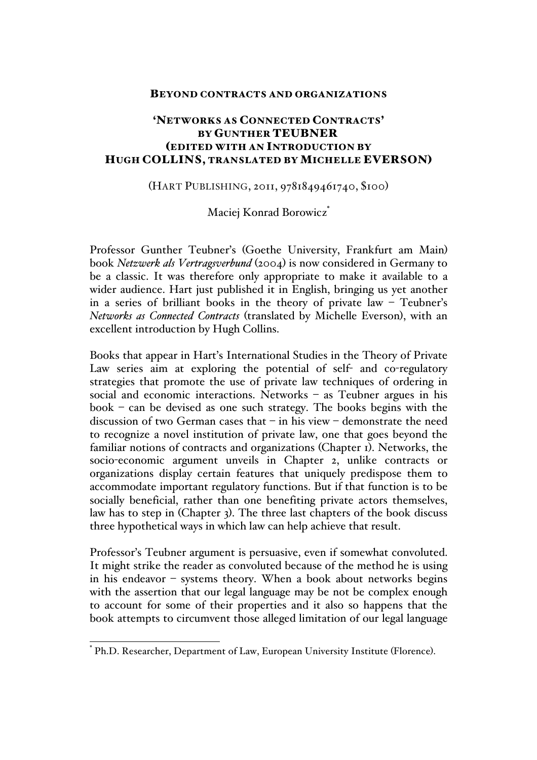# BEYOND CONTRACTS AND ORGANIZATIONS

## 'NETWORKS AS CONNECTED CONTRACTS' BY GUNTHER TEUBNER (EDITED WITH AN INTRODUCTION BY HUGH COLLINS, TRANSLATED BY MICHELLE EVERSON)

(HART PUBLISHING, 2011, 9781849461740, $100)

Maciej Konrad Borowicz[*]

Professor Gunther Teubner's (Goethe University, Frankfurt am Main) book *Netzwerk als Vertragsverbund* (2004) is now considered in Germany to be a classic. It was therefore only appropriate to make it available to a wider audience. Hart just published it in English, bringing us yet another in a series of brilliant books in the theory of private law – Teubner's *Networks as Connected Contracts* (translated by Michelle Everson), with an excellent introduction by Hugh Collins.

Books that appear in Hart's International Studies in the Theory of Private Law series aim at exploring the potential of self- and co-regulatory strategies that promote the use of private law techniques of ordering in social and economic interactions. Networks – as Teubner argues in his book – can be devised as one such strategy. The books begins with the discussion of two German cases that – in his view – demonstrate the need to recognize a novel institution of private law, one that goes beyond the familiar notions of contracts and organizations (Chapter 1). Networks, the socio-economic argument unveils in Chapter 2, unlike contracts or organizations display certain features that uniquely predispose them to accommodate important regulatory functions. But if that function is to be socially beneficial, rather than one benefiting private actors themselves, law has to step in (Chapter 3). The three last chapters of the book discuss three hypothetical ways in which law can help achieve that result.

Professor's Teubner argument is persuasive, even if somewhat convoluted. It might strike the reader as convoluted because of the method he is using in his endeavor – systems theory. When a book about networks begins with the assertion that our legal language may be not be complex enough to account for some of their properties and it also so happens that the book attempts to circumvent those alleged limitation of our legal language

[*] Ph.D. Researcher, Department of Law, European University Institute (Florence).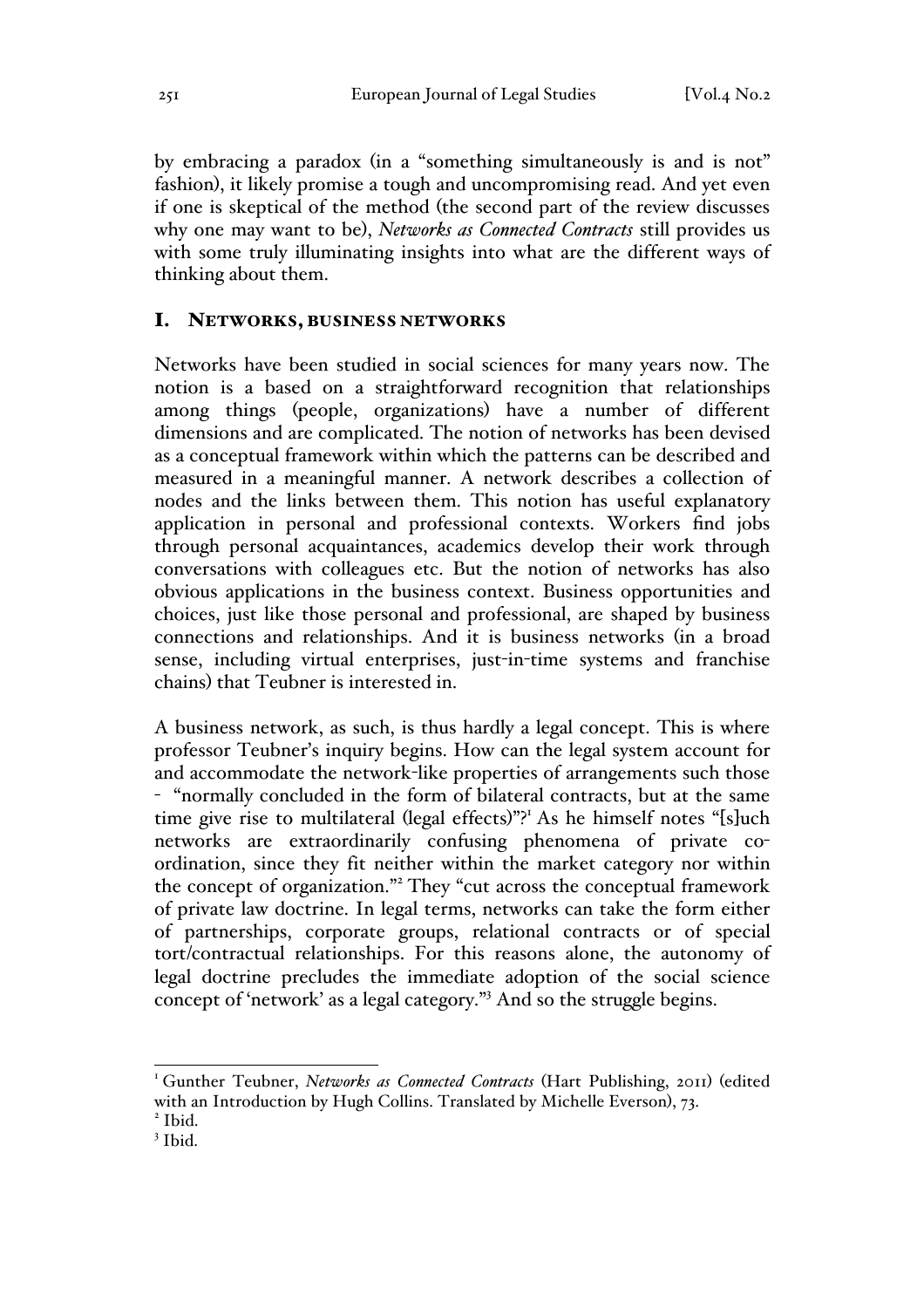by embracing a paradox (in a "something simultaneously is and is not" fashion), it likely promise a tough and uncompromising read. And yet even if one is skeptical of the method (the second part of the review discusses why one may want to be), *Networks as Connected Contracts* still provides us with some truly illuminating insights into what are the different ways of thinking about them.

## I. NETWORKS, BUSINESS NETWORKS

Networks have been studied in social sciences for many years now. The notion is a based on a straightforward recognition that relationships among things (people, organizations) have a number of different dimensions and are complicated. The notion of networks has been devised as a conceptual framework within which the patterns can be described and measured in a meaningful manner. A network describes a collection of nodes and the links between them. This notion has useful explanatory application in personal and professional contexts. Workers find jobs through personal acquaintances, academics develop their work through conversations with colleagues etc. But the notion of networks has also obvious applications in the business context. Business opportunities and choices, just like those personal and professional, are shaped by business connections and relationships. And it is business networks (in a broad sense, including virtual enterprises, just-in-time systems and franchise chains) that Teubner is interested in.

A business network, as such, is thus hardly a legal concept. This is where professor Teubner's inquiry begins. How can the legal system account for and accommodate the network-like properties of arrangements such those - "normally concluded in the form of bilateral contracts, but at the same time give rise to multilateral (legal effects)"?[1] As he himself notes "[s]uch networks are extraordinarily confusing phenomena of private co-ordination, since they fit neither within the market category nor within the concept of organization."[2] They "cut across the conceptual framework of private law doctrine. In legal terms, networks can take the form either of partnerships, corporate groups, relational contracts or of special tort/contractual relationships. For this reasons alone, the autonomy of legal doctrine precludes the immediate adoption of the social science concept of 'network' as a legal category."[3] And so the struggle begins.

---

[1] Gunther Teubner, *Networks as Connected Contracts* (Hart Publishing, 2011) (edited with an Introduction by Hugh Collins. Translated by Michelle Everson), 73.

[2] Ibid.

[3] Ibid.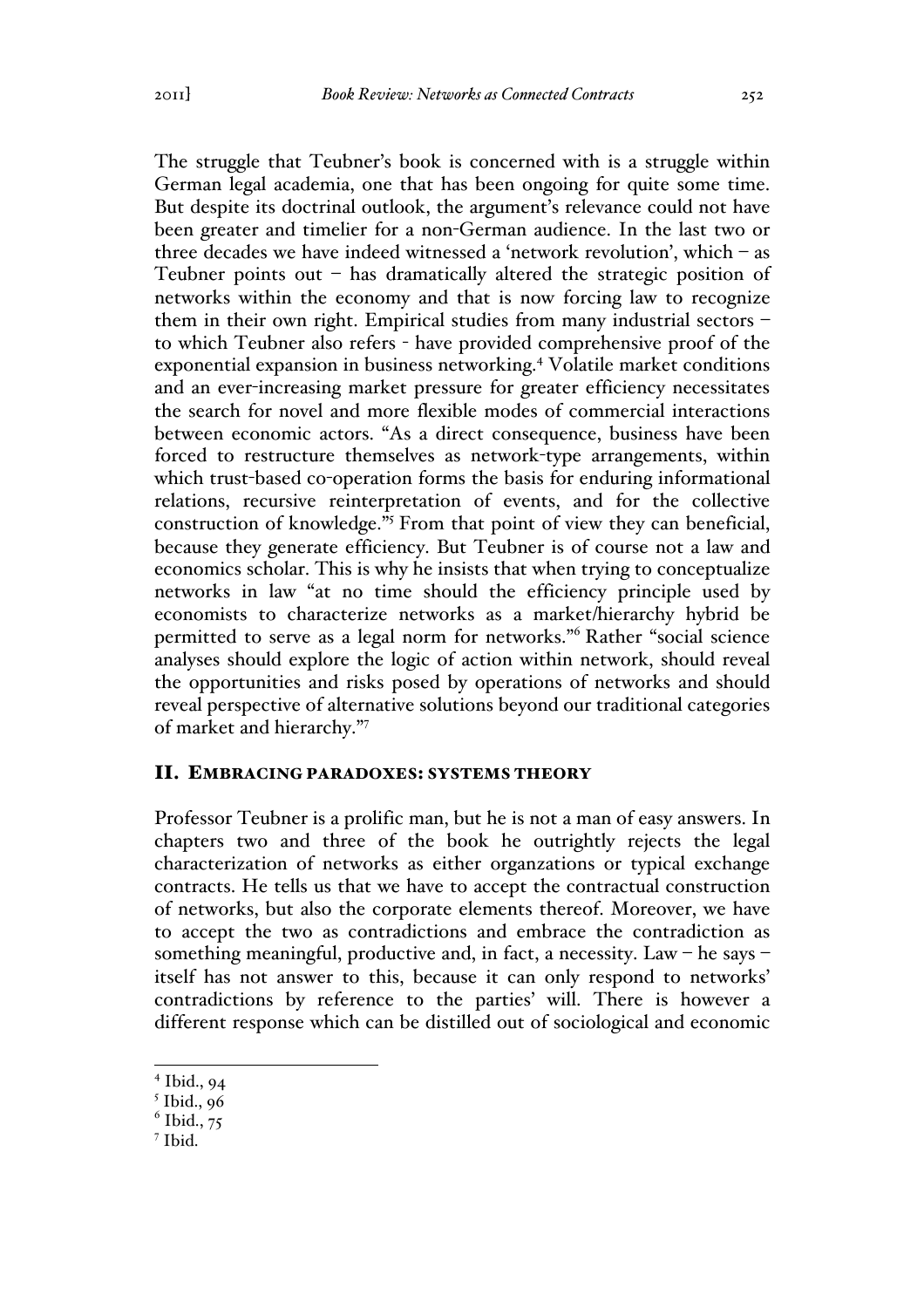The struggle that Teubner's book is concerned with is a struggle within German legal academia, one that has been ongoing for quite some time. But despite its doctrinal outlook, the argument's relevance could not have been greater and timelier for a non-German audience. In the last two or three decades we have indeed witnessed a 'network revolution', which – as Teubner points out – has dramatically altered the strategic position of networks within the economy and that is now forcing law to recognize them in their own right. Empirical studies from many industrial sectors – to which Teubner also refers - have provided comprehensive proof of the exponential expansion in business networking.[4] Volatile market conditions and an ever-increasing market pressure for greater efficiency necessitates the search for novel and more flexible modes of commercial interactions between economic actors. "As a direct consequence, business have been forced to restructure themselves as network-type arrangements, within which trust-based co-operation forms the basis for enduring informational relations, recursive reinterpretation of events, and for the collective construction of knowledge."[5] From that point of view they can beneficial, because they generate efficiency. But Teubner is of course not a law and economics scholar. This is why he insists that when trying to conceptualize networks in law "at no time should the efficiency principle used by economists to characterize networks as a market/hierarchy hybrid be permitted to serve as a legal norm for networks."[6] Rather "social science analyses should explore the logic of action within network, should reveal the opportunities and risks posed by operations of networks and should reveal perspective of alternative solutions beyond our traditional categories of market and hierarchy."[7]

## II. EMBRACING PARADOXES: SYSTEMS THEORY

Professor Teubner is a prolific man, but he is not a man of easy answers. In chapters two and three of the book he outrightly rejects the legal characterization of networks as either organzations or typical exchange contracts. He tells us that we have to accept the contractual construction of networks, but also the corporate elements thereof. Moreover, we have to accept the two as contradictions and embrace the contradiction as something meaningful, productive and, in fact, a necessity. Law – he says – itself has not answer to this, because it can only respond to networks' contradictions by reference to the parties' will. There is however a different response which can be distilled out of sociological and economic

---

[4] Ibid., 94

[5] Ibid., 96

[6] Ibid., 75

[7] Ibid.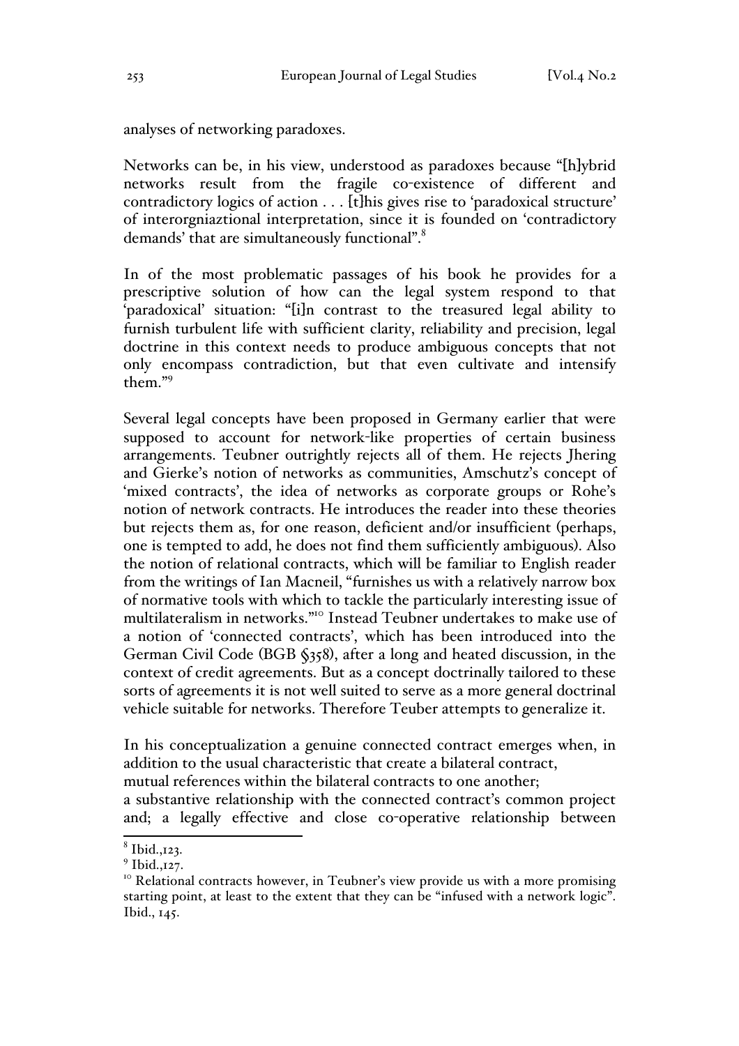analyses of networking paradoxes.

Networks can be, in his view, understood as paradoxes because "[h]ybrid networks result from the fragile co-existence of different and contradictory logics of action . . . [t]his gives rise to 'paradoxical structure' of interorgniaztional interpretation, since it is founded on 'contradictory demands' that are simultaneously functional".[8]

In of the most problematic passages of his book he provides for a prescriptive solution of how can the legal system respond to that 'paradoxical' situation: "[i]n contrast to the treasured legal ability to furnish turbulent life with sufficient clarity, reliability and precision, legal doctrine in this context needs to produce ambiguous concepts that not only encompass contradiction, but that even cultivate and intensify them."[9]

Several legal concepts have been proposed in Germany earlier that were supposed to account for network-like properties of certain business arrangements. Teubner outrightly rejects all of them. He rejects Jhering and Gierke's notion of networks as communities, Amschutz's concept of 'mixed contracts', the idea of networks as corporate groups or Rohe's notion of network contracts. He introduces the reader into these theories but rejects them as, for one reason, deficient and/or insufficient (perhaps, one is tempted to add, he does not find them sufficiently ambiguous). Also the notion of relational contracts, which will be familiar to English reader from the writings of Ian Macneil, "furnishes us with a relatively narrow box of normative tools with which to tackle the particularly interesting issue of multilateralism in networks."[10] Instead Teubner undertakes to make use of a notion of 'connected contracts', which has been introduced into the German Civil Code (BGB §358), after a long and heated discussion, in the context of credit agreements. But as a concept doctrinally tailored to these sorts of agreements it is not well suited to serve as a more general doctrinal vehicle suitable for networks. Therefore Teuber attempts to generalize it.

In his conceptualization a genuine connected contract emerges when, in addition to the usual characteristic that create a bilateral contract,
mutual references within the bilateral contracts to one another;
a substantive relationship with the connected contract's common project and; a legally effective and close co-operative relationship between

---

[8] Ibid.,123.

[9] Ibid.,127.

[10] Relational contracts however, in Teubner's view provide us with a more promising starting point, at least to the extent that they can be "infused with a network logic". Ibid., 145.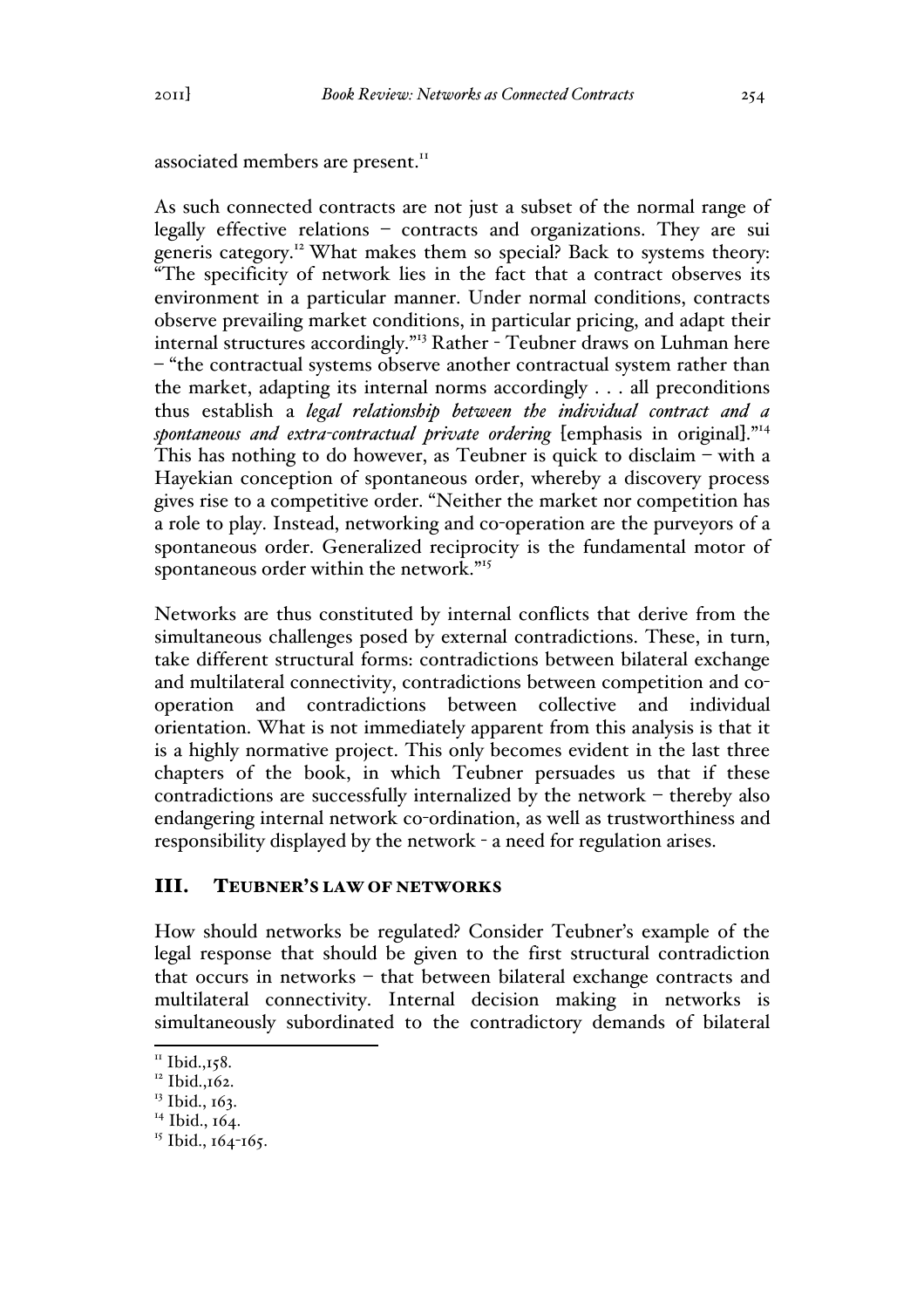associated members are present.[11]

As such connected contracts are not just a subset of the normal range of legally effective relations – contracts and organizations. They are sui generis category.[12] What makes them so special? Back to systems theory: "The specificity of network lies in the fact that a contract observes its environment in a particular manner. Under normal conditions, contracts observe prevailing market conditions, in particular pricing, and adapt their internal structures accordingly."[13] Rather - Teubner draws on Luhman here – "the contractual systems observe another contractual system rather than the market, adapting its internal norms accordingly . . . all preconditions thus establish a *legal relationship between the individual contract and a spontaneous and extra-contractual private ordering* [emphasis in original]."[14] This has nothing to do however, as Teubner is quick to disclaim – with a Hayekian conception of spontaneous order, whereby a discovery process gives rise to a competitive order. "Neither the market nor competition has a role to play. Instead, networking and co-operation are the purveyors of a spontaneous order. Generalized reciprocity is the fundamental motor of spontaneous order within the network."[15]

Networks are thus constituted by internal conflicts that derive from the simultaneous challenges posed by external contradictions. These, in turn, take different structural forms: contradictions between bilateral exchange and multilateral connectivity, contradictions between competition and co-operation and contradictions between collective and individual orientation. What is not immediately apparent from this analysis is that it is a highly normative project. This only becomes evident in the last three chapters of the book, in which Teubner persuades us that if these contradictions are successfully internalized by the network – thereby also endangering internal network co-ordination, as well as trustworthiness and responsibility displayed by the network - a need for regulation arises.

## III. TEUBNER'S LAW OF NETWORKS

How should networks be regulated? Consider Teubner's example of the legal response that should be given to the first structural contradiction that occurs in networks – that between bilateral exchange contracts and multilateral connectivity. Internal decision making in networks is simultaneously subordinated to the contradictory demands of bilateral

---

[11] Ibid.,158.

[12] Ibid.,162.

[13] Ibid., 163.

[14] Ibid., 164.

[15] Ibid., 164-165.